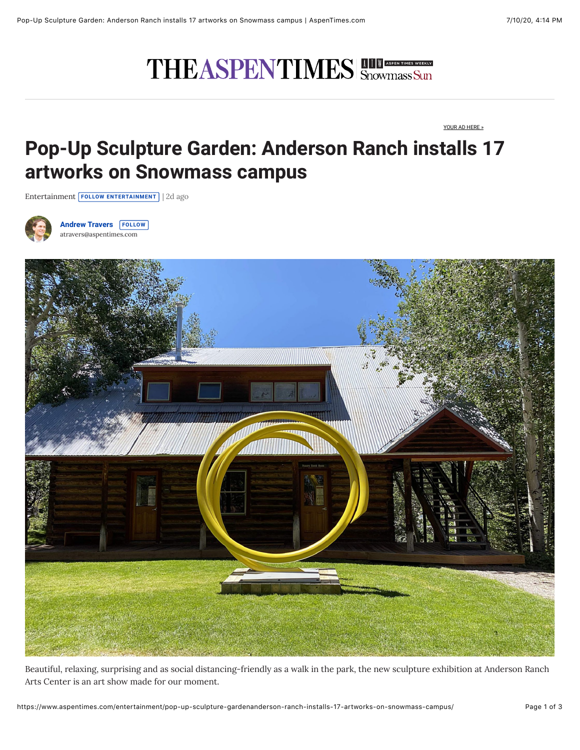# Pop-Up Sculpture Garden: Anderson Ranch installs 17 artworks on Snowmass campus

Entertainment | 2d ago

**Andrew Travers**
atravers@aspentimes.com

Beautiful, relaxing, surprising and as social distancing-friendly as a walk in the park, the new sculpture exhibition at Anderson Ranch Arts Center is an art show made for our moment.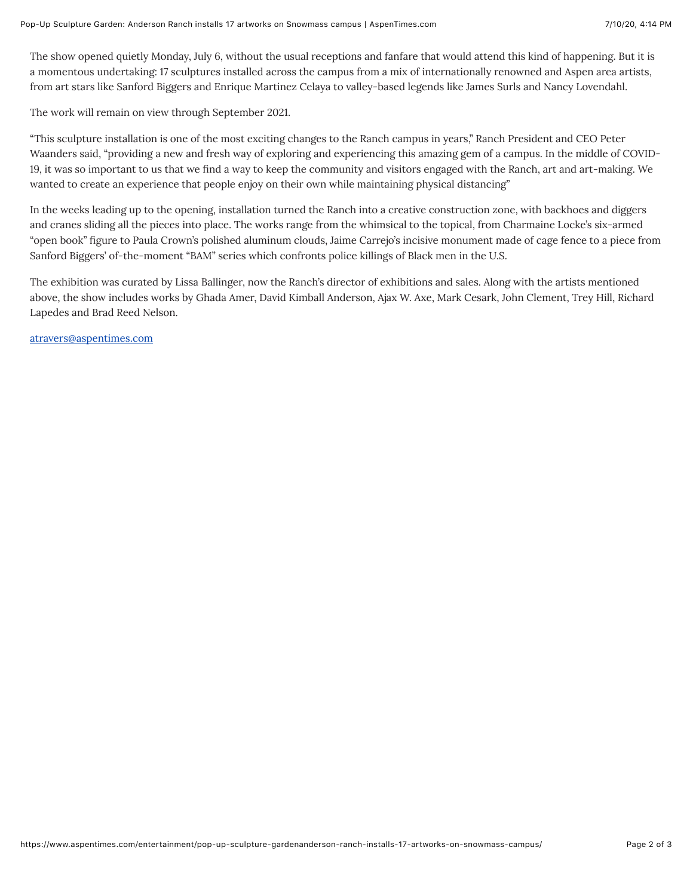The show opened quietly Monday, July 6, without the usual receptions and fanfare that would attend this kind of happening. But it is a momentous undertaking: 17 sculptures installed across the campus from a mix of internationally renowned and Aspen area artists, from art stars like Sanford Biggers and Enrique Martinez Celaya to valley-based legends like James Surls and Nancy Lovendahl.

The work will remain on view through September 2021.

"This sculpture installation is one of the most exciting changes to the Ranch campus in years," Ranch President and CEO Peter Waanders said, "providing a new and fresh way of exploring and experiencing this amazing gem of a campus. In the middle of COVID-19, it was so important to us that we find a way to keep the community and visitors engaged with the Ranch, art and art-making. We wanted to create an experience that people enjoy on their own while maintaining physical distancing"

In the weeks leading up to the opening, installation turned the Ranch into a creative construction zone, with backhoes and diggers and cranes sliding all the pieces into place. The works range from the whimsical to the topical, from Charmaine Locke's six-armed "open book" figure to Paula Crown's polished aluminum clouds, Jaime Carrejo's incisive monument made of cage fence to a piece from Sanford Biggers' of-the-moment "BAM" series which confronts police killings of Black men in the U.S.

The exhibition was curated by Lissa Ballinger, now the Ranch's director of exhibitions and sales. Along with the artists mentioned above, the show includes works by Ghada Amer, David Kimball Anderson, Ajax W. Axe, Mark Cesark, John Clement, Trey Hill, Richard Lapedes and Brad Reed Nelson.

atravers@aspentimes.com